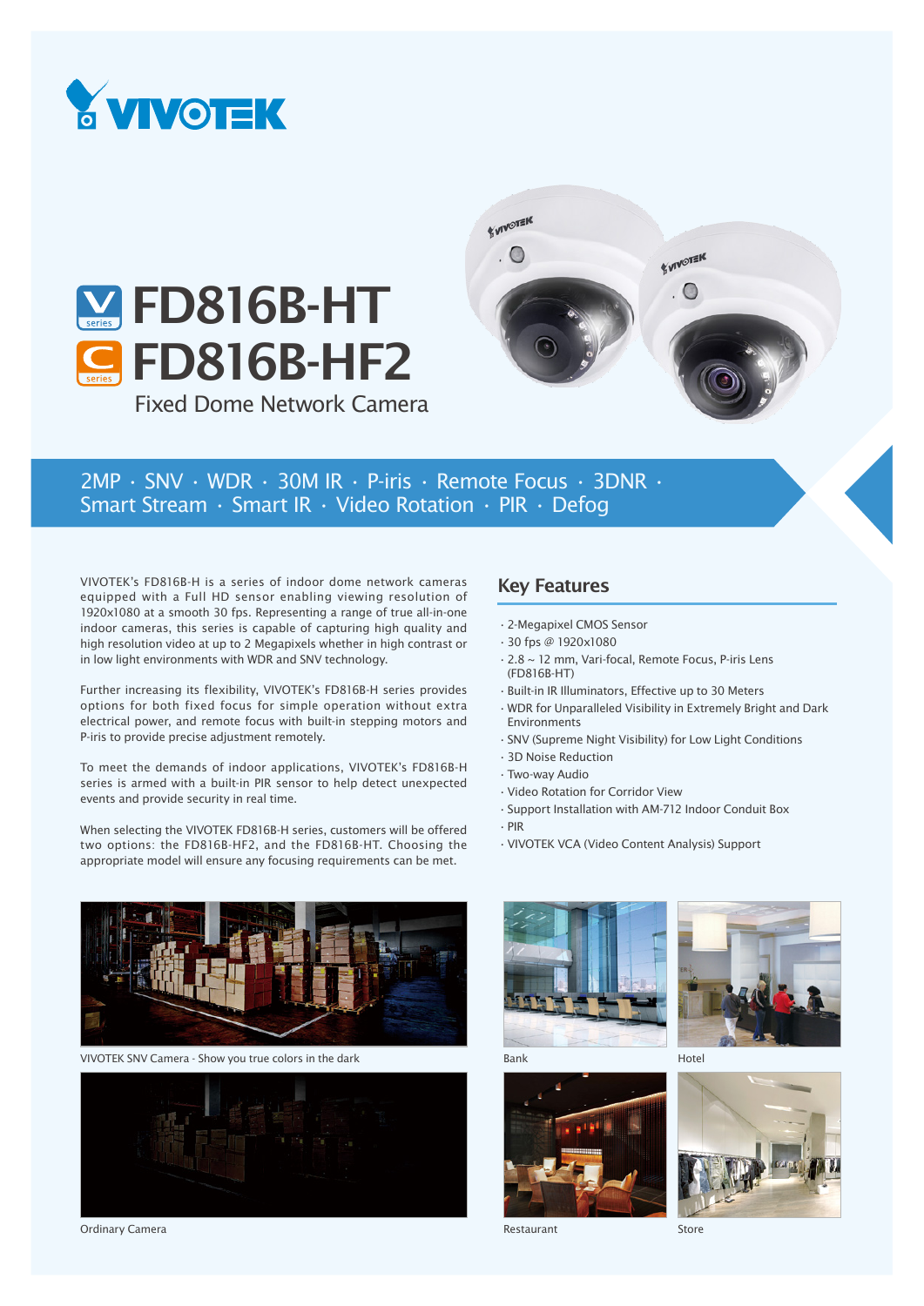# FD816B-HT
# FD816B-HF2

Fixed Dome Network Camera

2MP · SNV · WDR · 30M IR · P-iris · Remote Focus · 3DNR · Smart Stream · Smart IR · Video Rotation · PIR · Defog

VIVOTEK's FD816B-H is a series of indoor dome network cameras equipped with a Full HD sensor enabling viewing resolution of 1920x1080 at a smooth 30 fps. Representing a range of true all-in-one indoor cameras, this series is capable of capturing high quality and high resolution video at up to 2 Megapixels whether in high contrast or in low light environments with WDR and SNV technology.

Further increasing its flexibility, VIVOTEK's FD816B-H series provides options for both fixed focus for simple operation without extra electrical power, and remote focus with built-in stepping motors and P-iris to provide precise adjustment remotely.

To meet the demands of indoor applications, VIVOTEK's FD816B-H series is armed with a built-in PIR sensor to help detect unexpected events and provide security in real time.

When selecting the VIVOTEK FD816B-H series, customers will be offered two options: the FD816B-HF2, and the FD816B-HT. Choosing the appropriate model will ensure any focusing requirements can be met.

## Key Features

- 2-Megapixel CMOS Sensor
- 30 fps @ 1920x1080
- 2.8 ~ 12 mm, Vari-focal, Remote Focus, P-iris Lens (FD816B-HT)
- Built-in IR Illuminators, Effective up to 30 Meters
- WDR for Unparalleled Visibility in Extremely Bright and Dark Environments
- SNV (Supreme Night Visibility) for Low Light Conditions
- 3D Noise Reduction
- Two-way Audio
- Video Rotation for Corridor View
- Support Installation with AM-712 Indoor Conduit Box
- PIR
- VIVOTEK VCA (Video Content Analysis) Support

VIVOTEK SNV Camera - Show you true colors in the dark

Ordinary Camera

Bank

Hotel

Restaurant

Store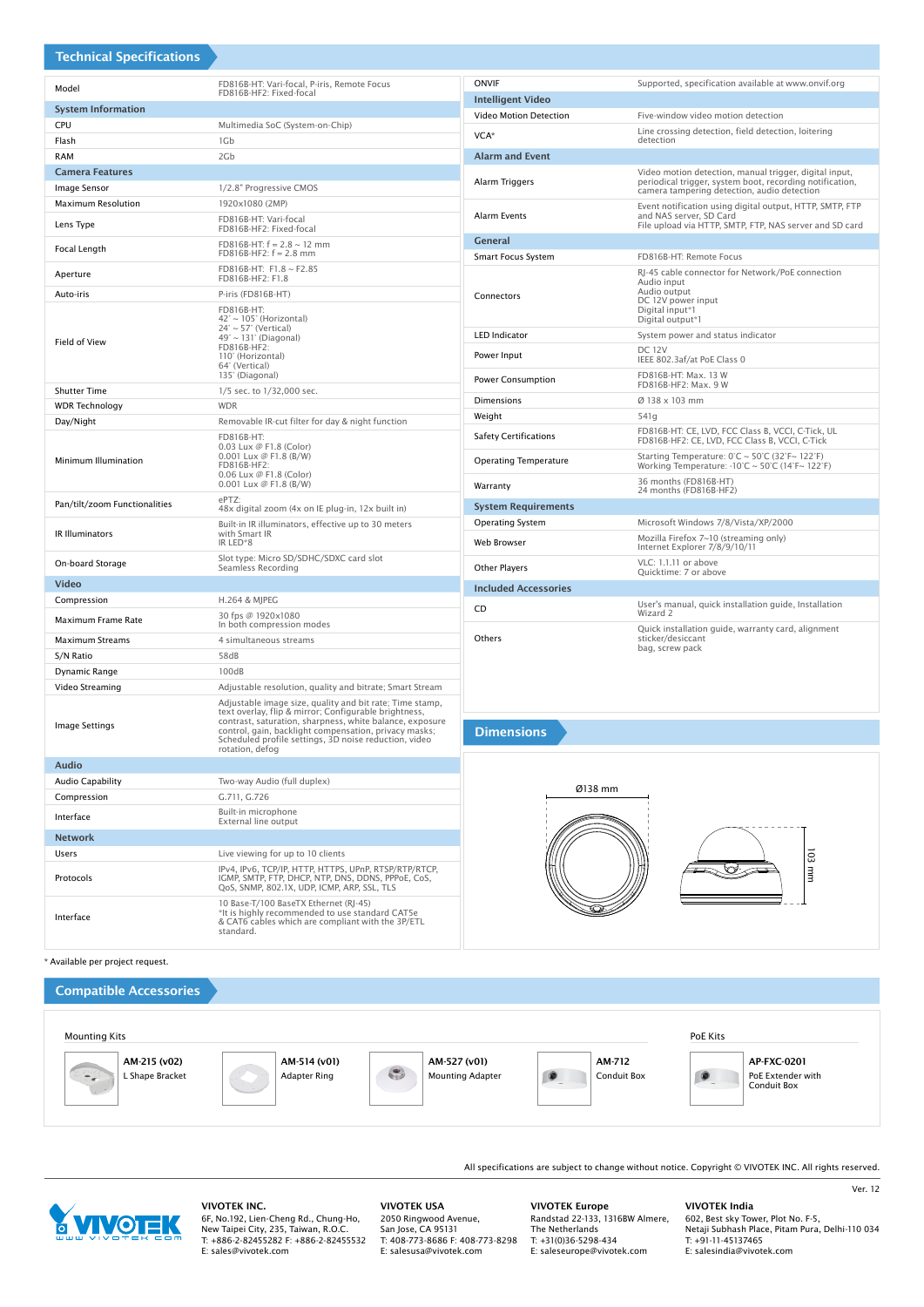## Technical Specifications

| | |
|---|---|
| Model | FD816B-HT: Vari-focal, P-iris, Remote Focus<br>FD816B-HF2: Fixed-focal |
| **System Information** | |
| CPU | Multimedia SoC (System-on-Chip) |
| Flash | 1Gb |
| RAM | 2Gb |
| **Camera Features** | |
| Image Sensor | 1/2.8" Progressive CMOS |
| Maximum Resolution | 1920x1080 (2MP) |
| Lens Type | FD816B-HT: Vari-focal<br>FD816B-HF2: Fixed-focal |
| Focal Length | FD816B-HT: f = 2.8 ~ 12 mm<br>FD816B-HF2: f = 2.8 mm |
| Aperture | FD816B-HT: F1.8 ~ F2.85<br>FD816B-HF2: F1.8 |
| Auto-iris | P-iris (FD816B-HT) |
| Field of View | FD816B-HT:<br>42° ~ 105° (Horizontal)<br>24° ~ 57° (Vertical)<br>49° ~ 131° (Diagonal)<br>FD816B-HF2:<br>110° (Horizontal)<br>64° (Vertical)<br>135° (Diagonal) |
| Shutter Time | 1/5 sec. to 1/32,000 sec. |
| WDR Technology | WDR |
| Day/Night | Removable IR-cut filter for day & night function |
| Minimum Illumination | FD816B-HT:<br>0.03 Lux @ F1.8 (Color)<br>0.001 Lux @ F1.8 (B/W)<br>FD816B-HF2:<br>0.06 Lux @ F1.8 (Color)<br>0.001 Lux @ F1.8 (B/W) |
| Pan/tilt/zoom Functionalities | ePTZ:<br>48x digital zoom (4x on IE plug-in, 12x built in) |
| IR Illuminators | Built-in IR illuminators, effective up to 30 meters with Smart IR<br>IR LED*8 |
| On-board Storage | Slot type: Micro SD/SDHC/SDXC card slot<br>Seamless Recording |
| **Video** | |
| Compression | H.264 & MJPEG |
| Maximum Frame Rate | 30 fps @ 1920x1080<br>In both compression modes |
| Maximum Streams | 4 simultaneous streams |
| S/N Ratio | 58dB |
| Dynamic Range | 100dB |
| Video Streaming | Adjustable resolution, quality and bitrate; Smart Stream |
| Image Settings | Adjustable image size, quality and bit rate; Time stamp, text overlay, flip & mirror; Configurable brightness, contrast, saturation, sharpness, white balance, exposure control, gain, backlight compensation, privacy masks; Scheduled profile settings, 3D noise reduction, video rotation, defog |
| **Audio** | |
| Audio Capability | Two-way Audio (full duplex) |
| Compression | G.711, G.726 |
| Interface | Built-in microphone<br>External line output |
| **Network** | |
| Users | Live viewing for up to 10 clients |
| Protocols | IPv4, IPv6, TCP/IP, HTTP, HTTPS, UPnP, RTSP/RTP/RTCP, IGMP, SMTP, FTP, DHCP, NTP, DNS, DDNS, PPPoE, CoS, QoS, SNMP, 802.1X, UDP, ICMP, ARP, SSL, TLS |
| Interface | 10 Base-T/100 BaseTX Ethernet (RJ-45)<br>*It is highly recommended to use standard CAT5e & CAT6 cables which are compliant with the 3P/ETL standard. |
| ONVIF | Supported, specification available at www.onvif.org |
| **Intelligent Video** | |
| Video Motion Detection | Five-window video motion detection |
| VCA* | Line crossing detection, field detection, loitering detection |
| **Alarm and Event** | |
| Alarm Triggers | Video motion detection, manual trigger, digital input, periodical trigger, system boot, recording notification, camera tampering detection, audio detection |
| Alarm Events | Event notification using digital output, HTTP, SMTP, FTP and NAS server, SD Card<br>File upload via HTTP, SMTP, FTP, NAS server and SD card |
| **General** | |
| Smart Focus System | FD816B-HT: Remote Focus |
| Connectors | RJ-45 cable connector for Network/PoE connection<br>Audio input<br>Audio output<br>DC 12V power input<br>Digital input*1<br>Digital output*1 |
| LED Indicator | System power and status indicator |
| Power Input | DC 12V<br>IEEE 802.3af/at PoE Class 0 |
| Power Consumption | FD816B-HT: Max. 13 W<br>FD816B-HF2: Max. 9 W |
| Dimensions | Ø 138 x 103 mm |
| Weight | 541g |
| Safety Certifications | FD816B-HT: CE, LVD, FCC Class B, VCCI, C-Tick, UL<br>FD816B-HF2: CE, LVD, FCC Class B, VCCI, C-Tick |
| Operating Temperature | Starting Temperature: 0°C ~ 50°C (32°F~ 122°F)<br>Working Temperature: -10°C ~ 50°C (14°F~ 122°F) |
| Warranty | 36 months (FD816B-HT)<br>24 months (FD816B-HF2) |
| **System Requirements** | |
| Operating System | Microsoft Windows 7/8/Vista/XP/2000 |
| Web Browser | Mozilla Firefox 7~10 (streaming only)<br>Internet Explorer 7/8/9/10/11 |
| Other Players | VLC: 1.1.11 or above<br>Quicktime: 7 or above |
| **Included Accessories** | |
| CD | User's manual, quick installation guide, Installation Wizard 2 |
| Others | Quick installation guide, warranty card, alignment sticker/desiccant bag, screw pack |

* Available per project request.

## Dimensions

Ø138 mm

103 mm

## Compatible Accessories

**Mounting Kits**

- **AM-215 (v02)** L Shape Bracket
- **AM-514 (v01)** Adapter Ring
- **AM-527 (v01)** Mounting Adapter
- **AM-712** Conduit Box

**PoE Kits**

- **AP-FXC-0201** PoE Extender with Conduit Box

All specifications are subject to change without notice. Copyright © VIVOTEK INC. All rights reserved.

Ver. 12

**VIVOTEK INC.**
6F, No.192, Lien-Cheng Rd., Chung-Ho, New Taipei City, 235, Taiwan, R.O.C.
T: +886-2-82455282 F: +886-2-82455532
E: sales@vivotek.com

**VIVOTEK USA**
2050 Ringwood Avenue, San Jose, CA 95131
T: 408-773-8686 F: 408-773-8298
E: salesusa@vivotek.com

**VIVOTEK Europe**
Randstad 22-133, 1316BW Almere, The Netherlands
T: +31(0)36-5298-434
E: saleseurope@vivotek.com

**VIVOTEK India**
602, Best sky Tower, Plot No. F-5, Netaji Subhash Place, Pitam Pura, Delhi-110 034
T: +91-11-45137465
E: salesindia@vivotek.com